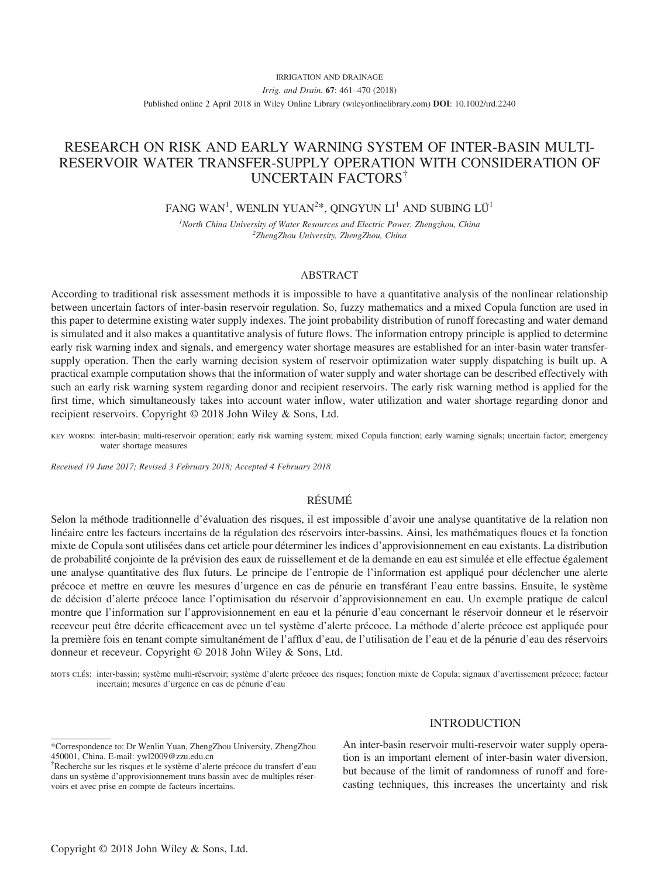# RESEARCH ON RISK AND EARLY WARNING SYSTEM OF INTER-BASIN MULTI-RESERVOIR WATER TRANSFER-SUPPLY OPERATION WITH CONSIDERATION OF UNCERTAIN FACTORS[†]

FANG WAN[1], WENLIN YUAN[2]*, QINGYUN LI[1] AND SUBING LÜ[1]

[1]*North China University of Water Resources and Electric Power, Zhengzhou, China*
[2]*ZhengZhou University, ZhengZhou, China*

## ABSTRACT

According to traditional risk assessment methods it is impossible to have a quantitative analysis of the nonlinear relationship between uncertain factors of inter-basin reservoir regulation. So, fuzzy mathematics and a mixed Copula function are used in this paper to determine existing water supply indexes. The joint probability distribution of runoff forecasting and water demand is simulated and it also makes a quantitative analysis of future flows. The information entropy principle is applied to determine early risk warning index and signals, and emergency water shortage measures are established for an inter-basin water transfer-supply operation. Then the early warning decision system of reservoir optimization water supply dispatching is built up. A practical example computation shows that the information of water supply and water shortage can be described effectively with such an early risk warning system regarding donor and recipient reservoirs. The early risk warning method is applied for the first time, which simultaneously takes into account water inflow, water utilization and water shortage regarding donor and recipient reservoirs. Copyright © 2018 John Wiley & Sons, Ltd.

KEY WORDS: inter-basin; multi-reservoir operation; early risk warning system; mixed Copula function; early warning signals; uncertain factor; emergency water shortage measures

*Received 19 June 2017; Revised 3 February 2018; Accepted 4 February 2018*

## RÉSUMÉ

Selon la méthode traditionnelle d'évaluation des risques, il est impossible d'avoir une analyse quantitative de la relation non linéaire entre les facteurs incertains de la régulation des réservoirs inter-bassins. Ainsi, les mathématiques floues et la fonction mixte de Copula sont utilisées dans cet article pour déterminer les indices d'approvisionnement en eau existants. La distribution de probabilité conjointe de la prévision des eaux de ruissellement et de la demande en eau est simulée et elle effectue également une analyse quantitative des flux futurs. Le principe de l'entropie de l'information est appliqué pour déclencher une alerte précoce et mettre en œuvre les mesures d'urgence en cas de pénurie en transférant l'eau entre bassins. Ensuite, le système de décision d'alerte précoce lance l'optimisation du réservoir d'approvisionnement en eau. Un exemple pratique de calcul montre que l'information sur l'approvisionnement en eau et la pénurie d'eau concernant le réservoir donneur et le réservoir receveur peut être décrite efficacement avec un tel système d'alerte précoce. La méthode d'alerte précoce est appliquée pour la première fois en tenant compte simultanément de l'afflux d'eau, de l'utilisation de l'eau et de la pénurie d'eau des réservoirs donneur et receveur. Copyright © 2018 John Wiley & Sons, Ltd.

MOTS CLÉS: inter-bassin; système multi-réservoir; système d'alerte précoce des risques; fonction mixte de Copula; signaux d'avertissement précoce; facteur incertain; mesures d'urgence en cas de pénurie d'eau

## INTRODUCTION

An inter-basin reservoir multi-reservoir water supply operation is an important element of inter-basin water diversion, but because of the limit of randomness of runoff and forecasting techniques, this increases the uncertainty and risk

---

*Correspondence to: Dr Wenlin Yuan, ZhengZhou University, ZhengZhou 450001, China. E-mail: ywl2009@zzu.edu.cn

[†]Recherche sur les risques et le système d'alerte précoce du transfert d'eau dans un système d'approvisionnement trans bassin avec de multiples réservoirs et avec prise en compte de facteurs incertains.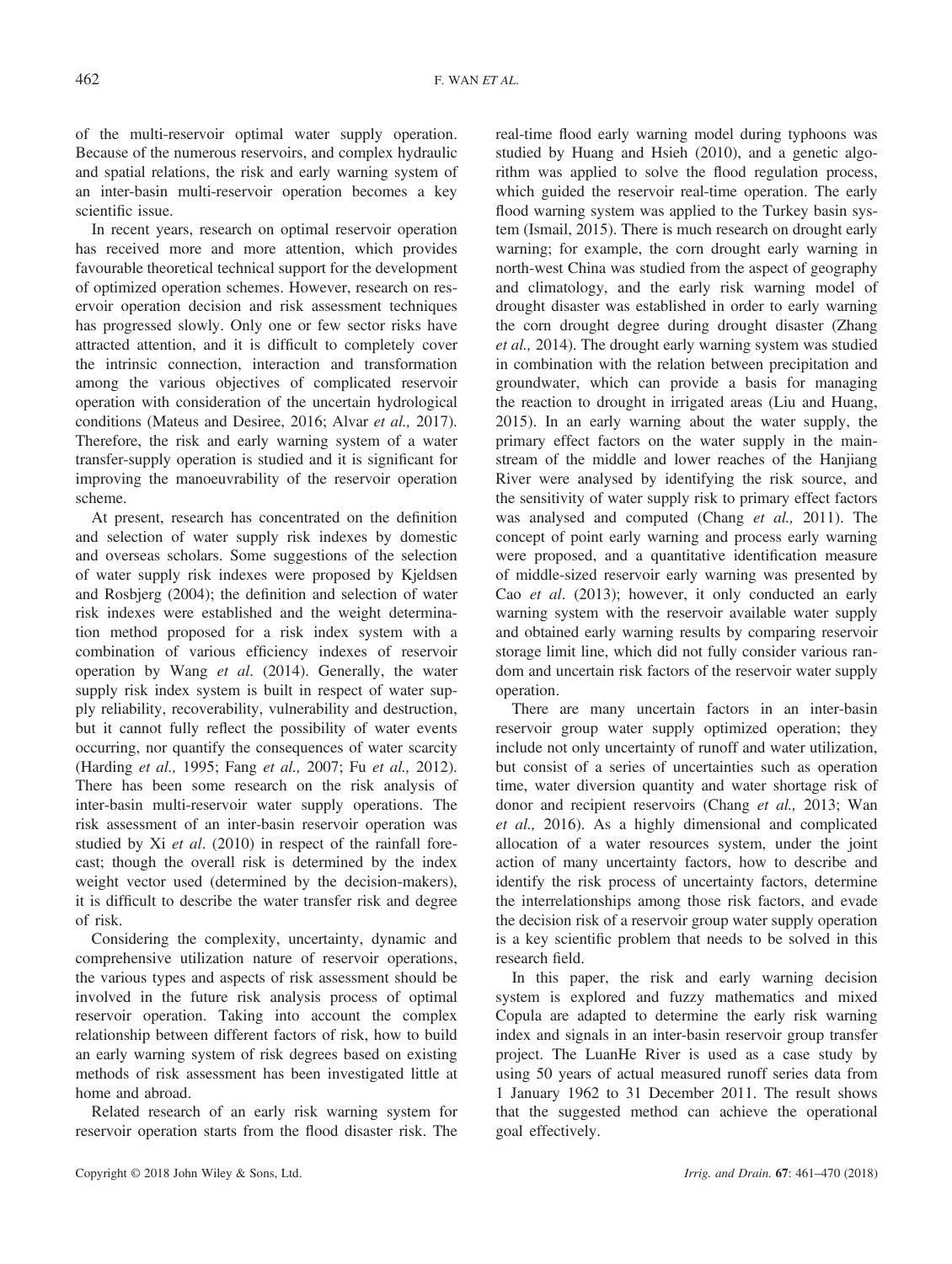of the multi-reservoir optimal water supply operation. Because of the numerous reservoirs, and complex hydraulic and spatial relations, the risk and early warning system of an inter-basin multi-reservoir operation becomes a key scientific issue.

In recent years, research on optimal reservoir operation has received more and more attention, which provides favourable theoretical technical support for the development of optimized operation schemes. However, research on reservoir operation decision and risk assessment techniques has progressed slowly. Only one or few sector risks have attracted attention, and it is difficult to completely cover the intrinsic connection, interaction and transformation among the various objectives of complicated reservoir operation with consideration of the uncertain hydrological conditions (Mateus and Desiree, 2016; Alvar *et al.,* 2017). Therefore, the risk and early warning system of a water transfer-supply operation is studied and it is significant for improving the manoeuvrability of the reservoir operation scheme.

At present, research has concentrated on the definition and selection of water supply risk indexes by domestic and overseas scholars. Some suggestions of the selection of water supply risk indexes were proposed by Kjeldsen and Rosbjerg (2004); the definition and selection of water risk indexes were established and the weight determination method proposed for a risk index system with a combination of various efficiency indexes of reservoir operation by Wang *et al*. (2014). Generally, the water supply risk index system is built in respect of water supply reliability, recoverability, vulnerability and destruction, but it cannot fully reflect the possibility of water events occurring, nor quantify the consequences of water scarcity (Harding *et al.,* 1995; Fang *et al.,* 2007; Fu *et al.,* 2012). There has been some research on the risk analysis of inter-basin multi-reservoir water supply operations. The risk assessment of an inter-basin reservoir operation was studied by Xi *et al*. (2010) in respect of the rainfall forecast; though the overall risk is determined by the index weight vector used (determined by the decision-makers), it is difficult to describe the water transfer risk and degree of risk.

Considering the complexity, uncertainty, dynamic and comprehensive utilization nature of reservoir operations, the various types and aspects of risk assessment should be involved in the future risk analysis process of optimal reservoir operation. Taking into account the complex relationship between different factors of risk, how to build an early warning system of risk degrees based on existing methods of risk assessment has been investigated little at home and abroad.

Related research of an early risk warning system for reservoir operation starts from the flood disaster risk. The real-time flood early warning model during typhoons was studied by Huang and Hsieh (2010), and a genetic algorithm was applied to solve the flood regulation process, which guided the reservoir real-time operation. The early flood warning system was applied to the Turkey basin system (Ismail, 2015). There is much research on drought early warning; for example, the corn drought early warning in north-west China was studied from the aspect of geography and climatology, and the early risk warning model of drought disaster was established in order to early warning the corn drought degree during drought disaster (Zhang *et al.,* 2014). The drought early warning system was studied in combination with the relation between precipitation and groundwater, which can provide a basis for managing the reaction to drought in irrigated areas (Liu and Huang, 2015). In an early warning about the water supply, the primary effect factors on the water supply in the mainstream of the middle and lower reaches of the Hanjiang River were analysed by identifying the risk source, and the sensitivity of water supply risk to primary effect factors was analysed and computed (Chang *et al.,* 2011). The concept of point early warning and process early warning were proposed, and a quantitative identification measure of middle-sized reservoir early warning was presented by Cao *et al*. (2013); however, it only conducted an early warning system with the reservoir available water supply and obtained early warning results by comparing reservoir storage limit line, which did not fully consider various random and uncertain risk factors of the reservoir water supply operation.

There are many uncertain factors in an inter-basin reservoir group water supply optimized operation; they include not only uncertainty of runoff and water utilization, but consist of a series of uncertainties such as operation time, water diversion quantity and water shortage risk of donor and recipient reservoirs (Chang *et al.,* 2013; Wan *et al.,* 2016). As a highly dimensional and complicated allocation of a water resources system, under the joint action of many uncertainty factors, how to describe and identify the risk process of uncertainty factors, determine the interrelationships among those risk factors, and evade the decision risk of a reservoir group water supply operation is a key scientific problem that needs to be solved in this research field.

In this paper, the risk and early warning decision system is explored and fuzzy mathematics and mixed Copula are adapted to determine the early risk warning index and signals in an inter-basin reservoir group transfer project. The LuanHe River is used as a case study by using 50 years of actual measured runoff series data from 1 January 1962 to 31 December 2011. The result shows that the suggested method can achieve the operational goal effectively.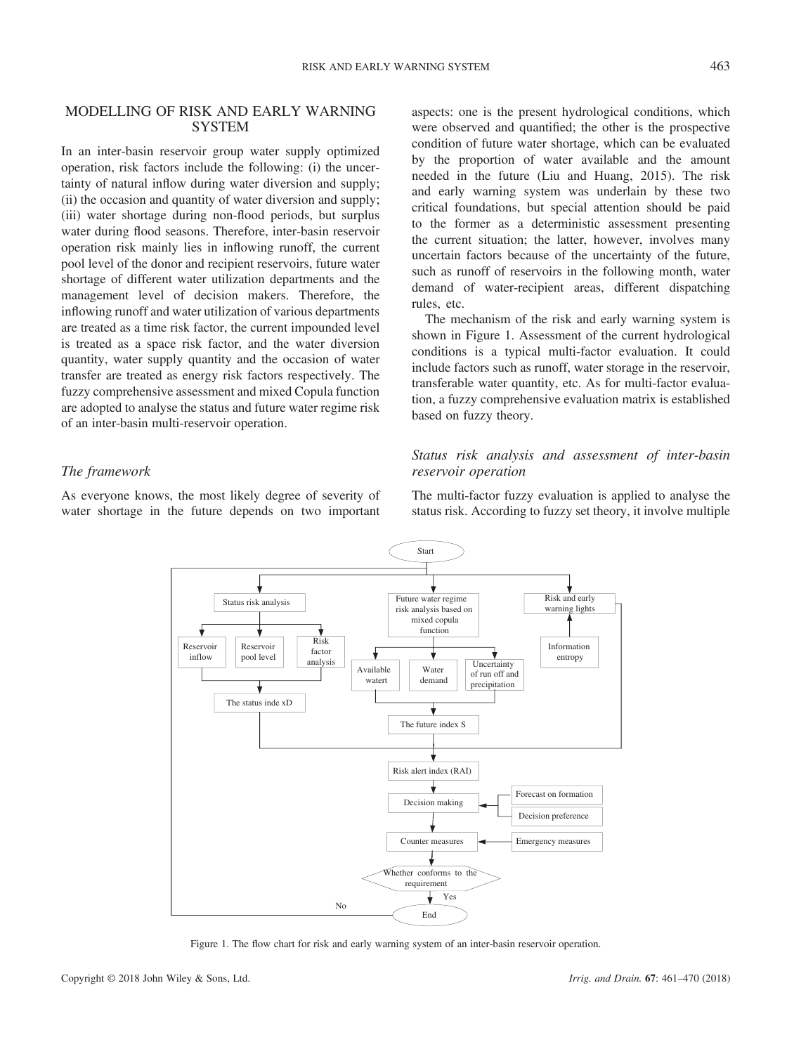## MODELLING OF RISK AND EARLY WARNING SYSTEM

In an inter-basin reservoir group water supply optimized operation, risk factors include the following: (i) the uncertainty of natural inflow during water diversion and supply; (ii) the occasion and quantity of water diversion and supply; (iii) water shortage during non-flood periods, but surplus water during flood seasons. Therefore, inter-basin reservoir operation risk mainly lies in inflowing runoff, the current pool level of the donor and recipient reservoirs, future water shortage of different water utilization departments and the management level of decision makers. Therefore, the inflowing runoff and water utilization of various departments are treated as a time risk factor, the current impounded level is treated as a space risk factor, and the water diversion quantity, water supply quantity and the occasion of water transfer are treated as energy risk factors respectively. The fuzzy comprehensive assessment and mixed Copula function are adopted to analyse the status and future water regime risk of an inter-basin multi-reservoir operation.

### *The framework*

As everyone knows, the most likely degree of severity of water shortage in the future depends on two important aspects: one is the present hydrological conditions, which were observed and quantified; the other is the prospective condition of future water shortage, which can be evaluated by the proportion of water available and the amount needed in the future (Liu and Huang, 2015). The risk and early warning system was underlain by these two critical foundations, but special attention should be paid to the former as a deterministic assessment presenting the current situation; the latter, however, involves many uncertain factors because of the uncertainty of the future, such as runoff of reservoirs in the following month, water demand of water-recipient areas, different dispatching rules, etc.

The mechanism of the risk and early warning system is shown in Figure 1. Assessment of the current hydrological conditions is a typical multi-factor evaluation. It could include factors such as runoff, water storage in the reservoir, transferable water quantity, etc. As for multi-factor evaluation, a fuzzy comprehensive evaluation matrix is established based on fuzzy theory.

### *Status risk analysis and assessment of inter-basin reservoir operation*

The multi-factor fuzzy evaluation is applied to analyse the status risk. According to fuzzy set theory, it involve multiple

Start

Status risk analysis

Future water regime risk analysis based on mixed copula function

Risk and early warning lights

Reservoir inflow

Reservoir pool level

Risk factor analysis

Available watert

Water demand

Uncertainty of run off and precipitation

Information entropy

The status inde xD

The future index S

Risk alert index (RAI)

Decision making

Forecast on formation

Decision preference

Counter measures

Emergency measures

Whether conforms to the requirement

Yes

No

End

Figure 1. The flow chart for risk and early warning system of an inter-basin reservoir operation.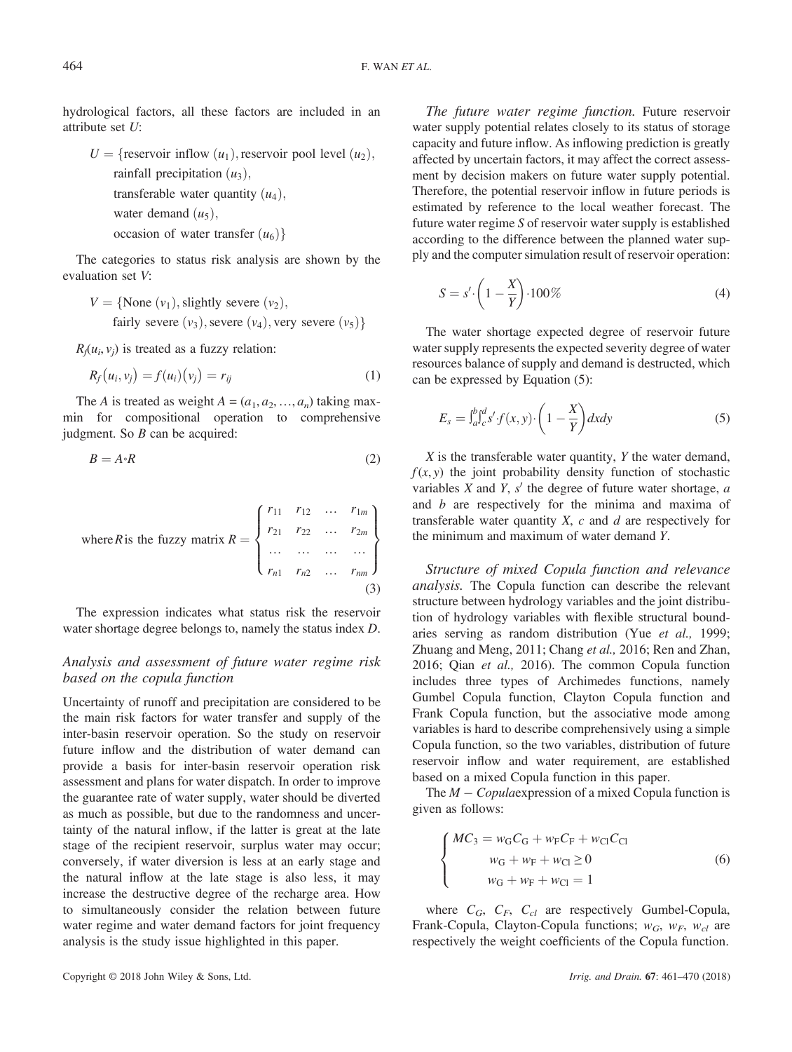hydrological factors, all these factors are included in an attribute set $U$:

$$U = \{\text{reservoir inflow } (u_1), \text{reservoir pool level } (u_2), \text{rainfall precipitation } (u_3), \text{transferable water quantity } (u_4), \text{water demand } (u_5), \text{occasion of water transfer } (u_6)\}$$

The categories to status risk analysis are shown by the evaluation set $V$:

$$V = \{\text{None } (v_1), \text{slightly severe } (v_2), \text{fairly severe } (v_3), \text{severe } (v_4), \text{very severe } (v_5)\}$$

$R_f(u_i, v_j)$ is treated as a fuzzy relation:

$$R_f(u_i, v_j) = f(u_i)(v_j) = r_{ij} \tag{1}$$

The $A$ is treated as weight $A = (a_1, a_2, \ldots, a_n)$ taking max-min for compositional operation to comprehensive judgment. So $B$ can be acquired:

$$B = A \circ R \tag{2}$$

$$\text{where } R \text{ is the fuzzy matrix } R = \begin{Bmatrix} r_{11} & r_{12} & \ldots & r_{1m} \\ r_{21} & r_{22} & \ldots & r_{2m} \\ \ldots & \ldots & \ldots & \ldots \\ r_{n1} & r_{n2} & \ldots & r_{nm} \end{Bmatrix} \tag{3}$$

The expression indicates what status risk the reservoir water shortage degree belongs to, namely the status index $D$.

### *Analysis and assessment of future water regime risk based on the copula function*

Uncertainty of runoff and precipitation are considered to be the main risk factors for water transfer and supply of the inter-basin reservoir operation. So the study on reservoir future inflow and the distribution of water demand can provide a basis for inter-basin reservoir operation risk assessment and plans for water dispatch. In order to improve the guarantee rate of water supply, water should be diverted as much as possible, but due to the randomness and uncertainty of the natural inflow, if the latter is great at the late stage of the recipient reservoir, surplus water may occur; conversely, if water diversion is less at an early stage and the natural inflow at the late stage is also less, it may increase the destructive degree of the recharge area. How to simultaneously consider the relation between future water regime and water demand factors for joint frequency analysis is the study issue highlighted in this paper.

*The future water regime function.* Future reservoir water supply potential relates closely to its status of storage capacity and future inflow. As inflowing prediction is greatly affected by uncertain factors, it may affect the correct assessment by decision makers on future water supply potential. Therefore, the potential reservoir inflow in future periods is estimated by reference to the local weather forecast. The future water regime $S$ of reservoir water supply is established according to the difference between the planned water supply and the computer simulation result of reservoir operation:

$$S = s' \cdot \left(1 - \frac{X}{Y}\right) \cdot 100\% \tag{4}$$

The water shortage expected degree of reservoir future water supply represents the expected severity degree of water resources balance of supply and demand is destructed, which can be expressed by Equation (5):

$$E_s = \int_a^b \int_c^d s' \cdot f(x, y) \cdot \left(1 - \frac{X}{Y}\right) dx dy \tag{5}$$

$X$ is the transferable water quantity, $Y$ the water demand, $f(x, y)$ the joint probability density function of stochastic variables $X$ and $Y$, $s'$ the degree of future water shortage, $a$ and $b$ are respectively for the minima and maxima of transferable water quantity $X$, $c$ and $d$ are respectively for the minimum and maximum of water demand $Y$.

*Structure of mixed Copula function and relevance analysis.* The Copula function can describe the relevant structure between hydrology variables and the joint distribution of hydrology variables with flexible structural boundaries serving as random distribution (Yue *et al.,* 1999; Zhuang and Meng, 2011; Chang *et al.,* 2016; Ren and Zhan, 2016; Qian *et al.,* 2016). The common Copula function includes three types of Archimedes functions, namely Gumbel Copula function, Clayton Copula function and Frank Copula function, but the associative mode among variables is hard to describe comprehensively using a simple Copula function, so the two variables, distribution of future reservoir inflow and water requirement, are established based on a mixed Copula function in this paper.

The $M - Copula$expression of a mixed Copula function is given as follows:

$$\begin{cases} MC_3 = w_G C_G + w_F C_F + w_{Cl} C_{Cl} \\ w_G + w_F + w_{Cl} \geq 0 \\ w_G + w_F + w_{Cl} = 1 \end{cases} \tag{6}$$

where $C_G$, $C_F$, $C_{cl}$ are respectively Gumbel-Copula, Frank-Copula, Clayton-Copula functions; $w_G$, $w_F$, $w_{cl}$ are respectively the weight coefficients of the Copula function.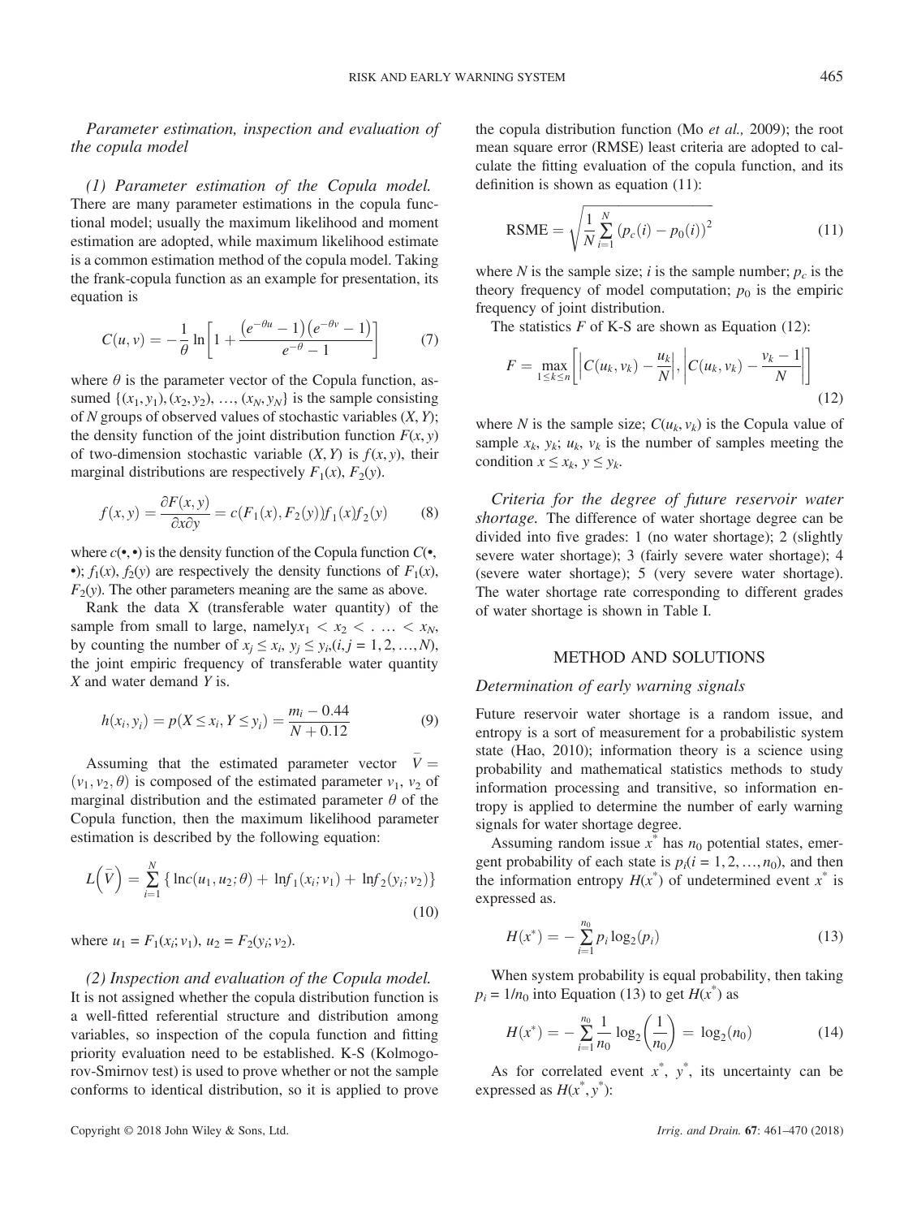*Parameter estimation, inspection and evaluation of the copula model*

*(1) Parameter estimation of the Copula model.* There are many parameter estimations in the copula functional model; usually the maximum likelihood and moment estimation are adopted, while maximum likelihood estimate is a common estimation method of the copula model. Taking the frank-copula function as an example for presentation, its equation is

$$C(u,v) = -\frac{1}{\theta}\ln\left[1 + \frac{\left(e^{-\theta u}-1\right)\left(e^{-\theta v}-1\right)}{e^{-\theta}-1}\right] \tag{7}$$

where $\theta$ is the parameter vector of the Copula function, assumed $\{(x_1,y_1),(x_2,y_2),\ldots,(x_N,y_N)\}$ is the sample consisting of $N$ groups of observed values of stochastic variables $(X,Y)$; the density function of the joint distribution function $F(x,y)$ of two-dimension stochastic variable $(X,Y)$ is $f(x,y)$, their marginal distributions are respectively $F_1(x)$, $F_2(y)$.

$$f(x,y) = \frac{\partial F(x,y)}{\partial x \partial y} = c(F_1(x),F_2(y))f_1(x)f_2(y) \tag{8}$$

where $c(\bullet,\bullet)$ is the density function of the Copula function $C(\bullet,\bullet)$; $f_1(x)$, $f_2(y)$ are respectively the density functions of $F_1(x)$, $F_2(y)$. The other parameters meaning are the same as above.

Rank the data X (transferable water quantity) of the sample from small to large, namely$x_1 < x_2 < .\ \ldots < x_N$, by counting the number of $x_j \leq x_i$, $y_j \leq y_i,(i,j=1,2,\ldots,N)$, the joint empiric frequency of transferable water quantity $X$ and water demand $Y$ is.

$$h(x_i,y_i) = p(X \leq x_i, Y \leq y_i) = \frac{m_i - 0.44}{N + 0.12} \tag{9}$$

Assuming that the estimated parameter vector $\bar{V} = (v_1, v_2, \theta)$ is composed of the estimated parameter $v_1$, $v_2$ of marginal distribution and the estimated parameter $\theta$ of the Copula function, then the maximum likelihood parameter estimation is described by the following equation:

$$L\left(\bar{V}\right) = \sum_{i=1}^{N}\left\{\ln c(u_1,u_2;\theta) + \ln f_1(x_i;v_1) + \ln f_2(y_i;v_2)\right\} \tag{10}$$

where $u_1 = F_1(x_i;v_1)$, $u_2 = F_2(y_i;v_2)$.

*(2) Inspection and evaluation of the Copula model.* It is not assigned whether the copula distribution function is a well-fitted referential structure and distribution among variables, so inspection of the copula function and fitting priority evaluation need to be established. K-S (Kolmogorov-Smirnov test) is used to prove whether or not the sample conforms to identical distribution, so it is applied to prove the copula distribution function (Mo *et al.,* 2009); the root mean square error (RMSE) least criteria are adopted to calculate the fitting evaluation of the copula function, and its definition is shown as equation (11):

$$\text{RSME} = \sqrt{\frac{1}{N}\sum_{i=1}^{N}\left(p_c(i) - p_0(i)\right)^2} \tag{11}$$

where $N$ is the sample size; $i$ is the sample number; $p_c$ is the theory frequency of model computation; $p_0$ is the empiric frequency of joint distribution.

The statistics $F$ of K-S are shown as Equation (12):

$$F = \max_{1 \leq k \leq n}\left[\left|C(u_k,v_k) - \frac{u_k}{N}\right|, \left|C(u_k,v_k) - \frac{v_k - 1}{N}\right|\right] \tag{12}$$

where $N$ is the sample size; $C(u_k,v_k)$ is the Copula value of sample $x_k$, $y_k$; $u_k$, $v_k$ is the number of samples meeting the condition $x \leq x_k$, $y \leq y_k$.

*Criteria for the degree of future reservoir water shortage.* The difference of water shortage degree can be divided into five grades: 1 (no water shortage); 2 (slightly severe water shortage); 3 (fairly severe water shortage); 4 (severe water shortage); 5 (very severe water shortage). The water shortage rate corresponding to different grades of water shortage is shown in Table I.

## METHOD AND SOLUTIONS

*Determination of early warning signals*

Future reservoir water shortage is a random issue, and entropy is a sort of measurement for a probabilistic system state (Hao, 2010); information theory is a science using probability and mathematical statistics methods to study information processing and transitive, so information entropy is applied to determine the number of early warning signals for water shortage degree.

Assuming random issue $x^*$ has $n_0$ potential states, emergent probability of each state is $p_i(i = 1,2,\ldots,n_0)$, and then the information entropy $H(x^*)$ of undetermined event $x^*$ is expressed as.

$$H(x^*) = -\sum_{i=1}^{n_0} p_i \log_2(p_i) \tag{13}$$

When system probability is equal probability, then taking $p_i = 1/n_0$ into Equation (13) to get $H(x^*)$ as

$$H(x^*) = -\sum_{i=1}^{n_0}\frac{1}{n_0}\log_2\left(\frac{1}{n_0}\right) = \log_2(n_0) \tag{14}$$

As for correlated event $x^*$, $y^*$, its uncertainty can be expressed as $H(x^*,y^*)$: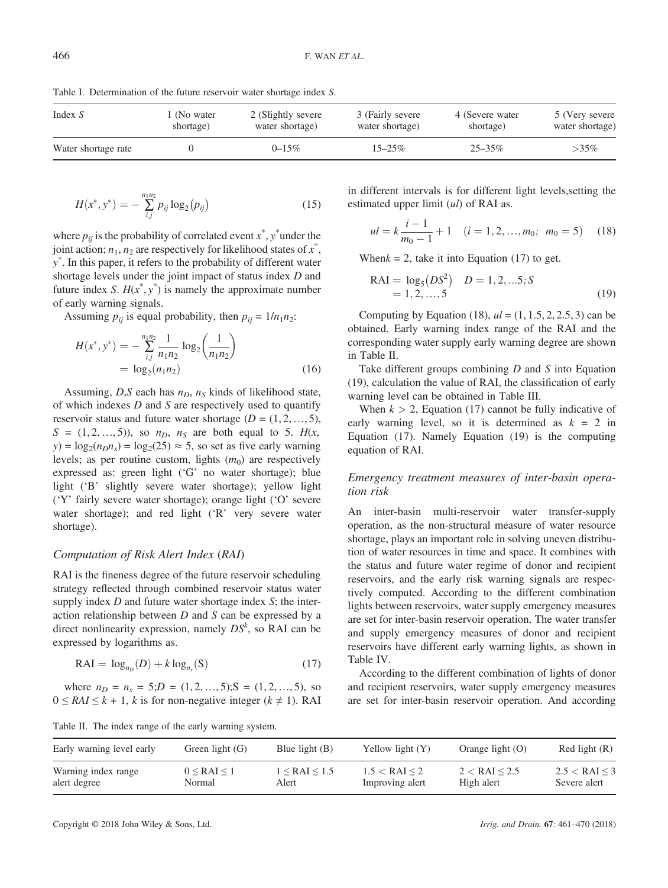Table I. Determination of the future reservoir water shortage index $S$.

| Index $S$ | 1 (No water shortage) | 2 (Slightly severe water shortage) | 3 (Fairly severe water shortage) | 4 (Severe water shortage) | 5 (Very severe water shortage) |
|---|---|---|---|---|---|
| Water shortage rate | 0 | 0–15% | 15–25% | 25–35% | >35% |

$$H(x^*, y^*) = -\sum_{i,j}^{n_1 n_2} p_{ij} \log_2(p_{ij}) \tag{15}$$

where $p_{ij}$ is the probability of correlated event $x^*$, $y^*$ under the joint action; $n_1$, $n_2$ are respectively for likelihood states of $x^*$, $y^*$. In this paper, it refers to the probability of different water shortage levels under the joint impact of status index $D$ and future index $S$. $H(x^*, y^*)$ is namely the approximate number of early warning signals.

Assuming $p_{ij}$ is equal probability, then $p_{ij} = 1/n_1 n_2$:

$$H(x^*, y^*) = -\sum_{i,j}^{n_1 n_2} \frac{1}{n_1 n_2} \log_2\left(\frac{1}{n_1 n_2}\right) = \log_2(n_1 n_2) \tag{16}$$

Assuming, $D$,$S$ each has $n_D$, $n_S$ kinds of likelihood state, of which indexes $D$ and $S$ are respectively used to quantify reservoir status and future water shortage ($D = (1, 2, \ldots, 5)$, $S = (1, 2, \ldots, 5)$), so $n_D$, $n_S$ are both equal to 5. $H(x, y) = \log_2(n_D n_s) = \log_2(25) \approx 5$, so set as five early warning levels; as per routine custom, lights ($m_0$) are respectively expressed as: green light ('G' no water shortage); blue light ('B' slightly severe water shortage); yellow light ('Y' fairly severe water shortage); orange light ('O' severe water shortage); and red light ('R' very severe water shortage).

### Computation of Risk Alert Index (RAI)

RAI is the fineness degree of the future reservoir scheduling strategy reflected through combined reservoir status water supply index $D$ and future water shortage index $S$; the interaction relationship between $D$ and $S$ can be expressed by a direct nonlinearity expression, namely $DS^k$, so RAI can be expressed by logarithms as.

$$\text{RAI} = \log_{n_D}(D) + k \log_{n_s}(S) \tag{17}$$

where $n_D = n_s = 5; D = (1, 2, \ldots, 5); S = (1, 2, \ldots, 5)$, so $0 \leq RAI \leq k + 1$, $k$ is for non-negative integer ($k \neq 1$). RAI in different intervals is for different light levels,setting the estimated upper limit ($ul$) of RAI as.

$$ul = k\frac{i-1}{m_0 - 1} + 1 \quad (i = 1, 2, \ldots, m_0;\ m_0 = 5) \tag{18}$$

When$k = 2$, take it into Equation (17) to get.

$$\text{RAI} = \log_5(DS^2) \quad D = 1, 2, \ldots 5; S = 1, 2, \ldots, 5 \tag{19}$$

Computing by Equation (18), $ul = (1, 1.5, 2, 2.5, 3)$ can be obtained. Early warning index range of the RAI and the corresponding water supply early warning degree are shown in Table II.

Take different groups combining $D$ and $S$ into Equation (19), calculation the value of RAI, the classification of early warning level can be obtained in Table III.

When $k > 2$, Equation (17) cannot be fully indicative of early warning level, so it is determined as $k = 2$ in Equation (17). Namely Equation (19) is the computing equation of RAI.

### Emergency treatment measures of inter-basin operation risk

An inter-basin multi-reservoir water transfer-supply operation, as the non-structural measure of water resource shortage, plays an important role in solving uneven distribution of water resources in time and space. It combines with the status and future water regime of donor and recipient reservoirs, and the early risk warning signals are respectively computed. According to the different combination lights between reservoirs, water supply emergency measures are set for inter-basin reservoir operation. The water transfer and supply emergency measures of donor and recipient reservoirs have different early warning lights, as shown in Table IV.

According to the different combination of lights of donor and recipient reservoirs, water supply emergency measures are set for inter-basin reservoir operation. And according

Table II. The index range of the early warning system.

| Early warning level early | Green light (G) | Blue light (B) | Yellow light (Y) | Orange light (O) | Red light (R) |
|---|---|---|---|---|---|
| Warning index range | $0 \leq \text{RAI} \leq 1$ | $1 \leq \text{RAI} \leq 1.5$ | $1.5 < \text{RAI} \leq 2$ | $2 < \text{RAI} \leq 2.5$ | $2.5 < \text{RAI} \leq 3$ |
| alert degree | Normal | Alert | Improving alert | High alert | Severe alert |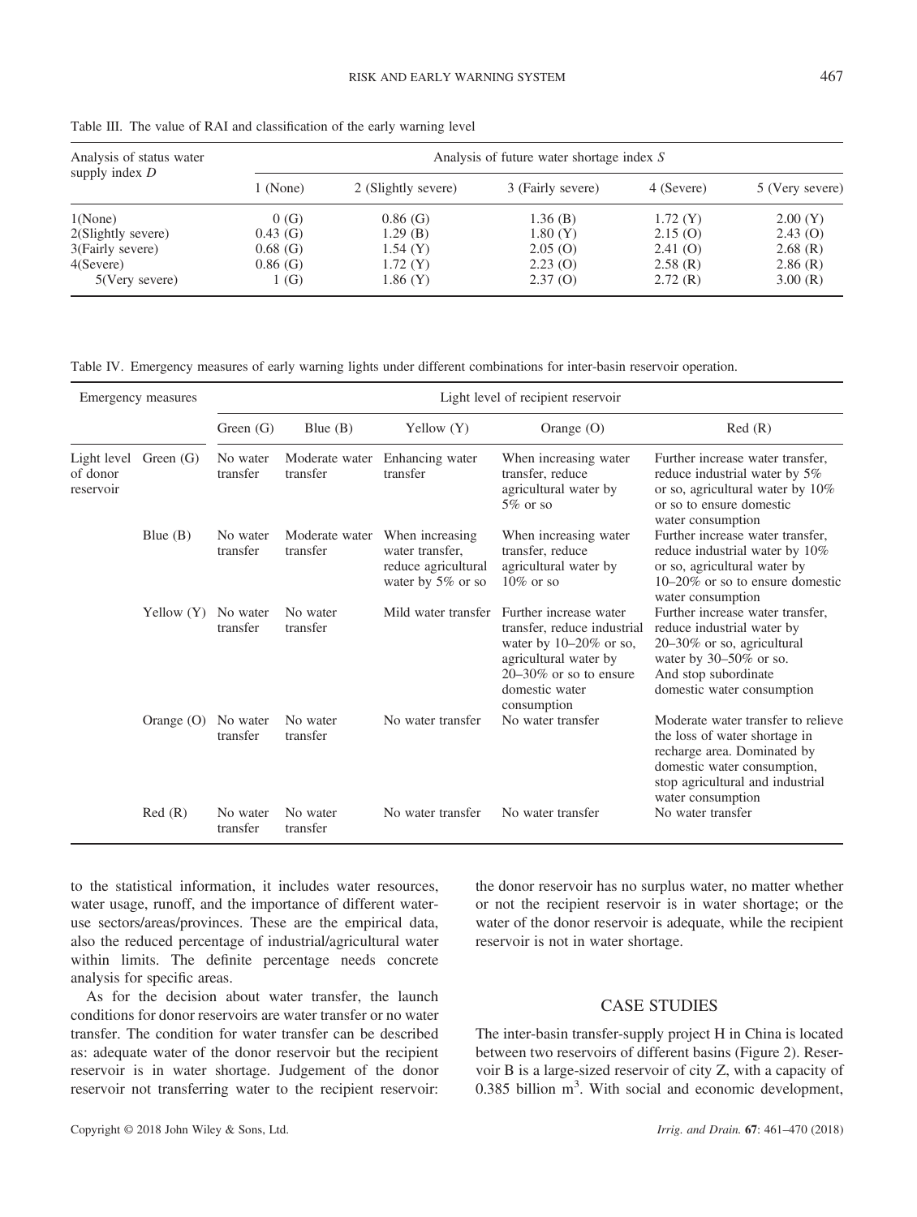Table III. The value of RAI and classification of the early warning level

| Analysis of status water supply index $D$ | Analysis of future water shortage index $S$ | | | | |
|---|---|---|---|---|---|
| | 1 (None) | 2 (Slightly severe) | 3 (Fairly severe) | 4 (Severe) | 5 (Very severe) |
| 1(None) | 0 (G) | 0.86 (G) | 1.36 (B) | 1.72 (Y) | 2.00 (Y) |
| 2(Slightly severe) | 0.43 (G) | 1.29 (B) | 1.80 (Y) | 2.15 (O) | 2.43 (O) |
| 3(Fairly severe) | 0.68 (G) | 1.54 (Y) | 2.05 (O) | 2.41 (O) | 2.68 (R) |
| 4(Severe) | 0.86 (G) | 1.72 (Y) | 2.23 (O) | 2.58 (R) | 2.86 (R) |
| 5(Very severe) | 1 (G) | 1.86 (Y) | 2.37 (O) | 2.72 (R) | 3.00 (R) |

Table IV. Emergency measures of early warning lights under different combinations for inter-basin reservoir operation.

| Emergency measures | | Light level of recipient reservoir | | | | |
|---|---|---|---|---|---|---|
| | | Green (G) | Blue (B) | Yellow (Y) | Orange (O) | Red (R) |
| Light level of donor reservoir | Green (G) | No water transfer | Moderate water transfer | Enhancing water transfer | When increasing water transfer, reduce agricultural water by 5% or so | Further increase water transfer, reduce industrial water by 5% or so, agricultural water by 10% or so to ensure domestic water consumption |
| | Blue (B) | No water transfer | Moderate water transfer | When increasing water transfer, reduce agricultural water by 5% or so | When increasing water transfer, reduce agricultural water by 10% or so | Further increase water transfer, reduce industrial water by 10% or so, agricultural water by 10–20% or so to ensure domestic water consumption |
| | Yellow (Y) | No water transfer | No water transfer | Mild water transfer | Further increase water transfer, reduce industrial water by 10–20% or so, agricultural water by 20–30% or so to ensure domestic water consumption | Further increase water transfer, reduce industrial water by 20–30% or so, agricultural water by 30–50% or so. And stop subordinate domestic water consumption |
| | Orange (O) | No water transfer | No water transfer | No water transfer | No water transfer | Moderate water transfer to relieve the loss of water shortage in recharge area. Dominated by domestic water consumption, stop agricultural and industrial water consumption |
| | Red (R) | No water transfer | No water transfer | No water transfer | No water transfer | No water transfer |

to the statistical information, it includes water resources, water usage, runoff, and the importance of different water-use sectors/areas/provinces. These are the empirical data, also the reduced percentage of industrial/agricultural water within limits. The definite percentage needs concrete analysis for specific areas.

As for the decision about water transfer, the launch conditions for donor reservoirs are water transfer or no water transfer. The condition for water transfer can be described as: adequate water of the donor reservoir but the recipient reservoir is in water shortage. Judgement of the donor reservoir not transferring water to the recipient reservoir: the donor reservoir has no surplus water, no matter whether or not the recipient reservoir is in water shortage; or the water of the donor reservoir is adequate, while the recipient reservoir is not in water shortage.

## CASE STUDIES

The inter-basin transfer-supply project H in China is located between two reservoirs of different basins (Figure 2). Reservoir B is a large-sized reservoir of city Z, with a capacity of 0.385 billion $m^3$. With social and economic development,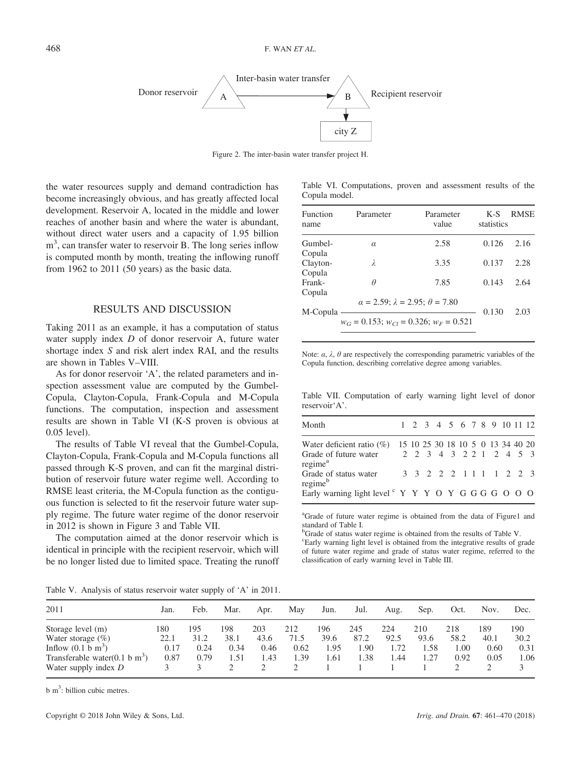Donor reservoir A —Inter-basin water transfer→ B Recipient reservoir → city Z

Figure 2. The inter-basin water transfer project H.

the water resources supply and demand contradiction has become increasingly obvious, and has greatly affected local development. Reservoir A, located in the middle and lower reaches of another basin and where the water is abundant, without direct water users and a capacity of 1.95 billion $m^3$, can transfer water to reservoir B. The long series inflow is computed month by month, treating the inflowing runoff from 1962 to 2011 (50 years) as the basic data.

## RESULTS AND DISCUSSION

Taking 2011 as an example, it has a computation of status water supply index $D$ of donor reservoir A, future water shortage index $S$ and risk alert index RAI, and the results are shown in Tables V–VIII.

As for donor reservoir 'A', the related parameters and inspection assessment value are computed by the Gumbel-Copula, Clayton-Copula, Frank-Copula and M-Copula functions. The computation, inspection and assessment results are shown in Table VI (K-S proven is obvious at 0.05 level).

The results of Table VI reveal that the Gumbel-Copula, Clayton-Copula, Frank-Copula and M-Copula functions all passed through K-S proven, and can fit the marginal distribution of reservoir future water regime well. According to RMSE least criteria, the M-Copula function as the contiguous function is selected to fit the reservoir future water supply regime. The future water regime of the donor reservoir in 2012 is shown in Figure 3 and Table VII.

The computation aimed at the donor reservoir which is identical in principle with the recipient reservoir, which will be no longer listed due to limited space. Treating the runoff

Table VI. Computations, proven and assessment results of the Copula model.

| Function name | Parameter | Parameter value | K-S statistics | RMSE |
|---|---|---|---|---|
| Gumbel-Copula | $\alpha$ | 2.58 | 0.126 | 2.16 |
| Clayton-Copula | $\lambda$ | 3.35 | 0.137 | 2.28 |
| Frank-Copula | $\theta$ | 7.85 | 0.143 | 2.64 |
| M-Copula | $\alpha = 2.59$; $\lambda = 2.95$; $\theta = 7.80$ <br> $w_G = 0.153$; $w_{Cl} = 0.326$; $w_F = 0.521$ | | 0.130 | 2.03 |

Note: $\alpha$, $\lambda$, $\theta$ are respectively the corresponding parametric variables of the Copula function, describing correlative degree among variables.

Table VII. Computation of early warning light level of donor reservoir'A'.

| Month | 1 | 2 | 3 | 4 | 5 | 6 | 7 | 8 | 9 | 10 | 11 | 12 |
|---|---|---|---|---|---|---|---|---|---|---|---|---|
| Water deficient ratio (%) | 15 | 10 | 25 | 30 | 18 | 10 | 5 | 0 | 13 | 34 | 40 | 20 |
| Grade of future water regime[a] | 2 | 2 | 3 | 4 | 3 | 2 | 2 | 1 | 2 | 4 | 5 | 3 |
| Grade of status water regime[b] | 3 | 3 | 2 | 2 | 2 | 1 | 1 | 1 | 1 | 2 | 2 | 3 |
| Early warning light level[c] | Y | Y | Y | O | Y | G | G | G | G | O | O | O |

[a]Grade of future water regime is obtained from the data of Figure1 and standard of Table I.
[b]Grade of status water regime is obtained from the results of Table V.
[c]Early warning light level is obtained from the integrative results of grade of future water regime and grade of status water regime, referred to the classification of early warning level in Table III.

Table V. Analysis of status reservoir water supply of 'A' in 2011.

| 2011 | Jan. | Feb. | Mar. | Apr. | May | Jun. | Jul. | Aug. | Sep. | Oct. | Nov. | Dec. |
|---|---|---|---|---|---|---|---|---|---|---|---|---|
| Storage level (m) | 180 | 195 | 198 | 203 | 212 | 196 | 245 | 224 | 210 | 218 | 189 | 190 |
| Water storage (%) | 22.1 | 31.2 | 38.1 | 43.6 | 71.5 | 39.6 | 87.2 | 92.5 | 93.6 | 58.2 | 40.1 | 30.2 |
| Inflow (0.1 b $m^3$) | 0.17 | 0.24 | 0.34 | 0.46 | 0.62 | 1.95 | 1.90 | 1.72 | 1.58 | 1.00 | 0.60 | 0.31 |
| Transferable water(0.1 b $m^3$) | 0.87 | 0.79 | 1.51 | 1.43 | 1.39 | 1.61 | 1.38 | 1.44 | 1.27 | 0.92 | 0.05 | 1.06 |
| Water supply index $D$ | 3 | 3 | 2 | 2 | 2 | 1 | 1 | 1 | 1 | 2 | 2 | 3 |

b $m^3$: billion cubic metres.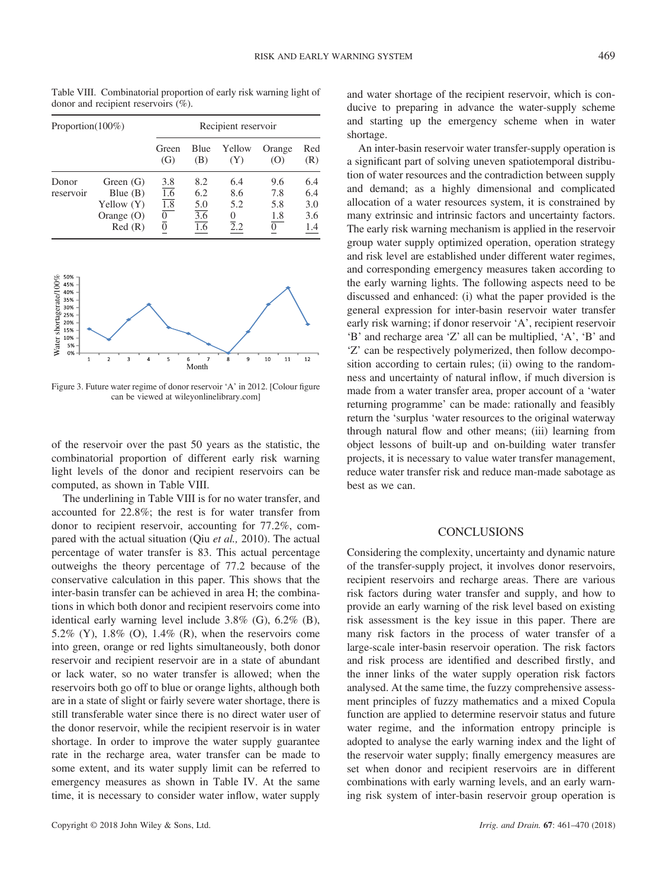Table VIII. Combinatorial proportion of early risk warning light of donor and recipient reservoirs (%).

| Proportion(100%) | | Recipient reservoir | | | | |
|---|---|---|---|---|---|---|
| | | Green (G) | Blue (B) | Yellow (Y) | Orange (O) | Red (R) |
| Donor reservoir | Green (G) | 3.8 | 8.2 | 6.4 | 9.6 | 6.4 |
| | Blue (B) | 1.6 | 6.2 | 8.6 | 7.8 | 6.4 |
| | Yellow (Y) | 1.8 | 5.0 | 5.2 | 5.8 | 3.0 |
| | Orange (O) | 0 | 3.6 | 0 | 1.8 | 3.6 |
| | Red (R) | 0 | 1.6 | 2.2 | 0 | 1.4 |

Water shortagerate/100%

50%
45%
40%
35%
30%
25%
20%
15%
10%
5%
0%

1 2 3 4 5 6 7 8 9 10 11 12

Month

Figure 3. Future water regime of donor reservoir 'A' in 2012. [Colour figure can be viewed at wileyonlinelibrary.com]

of the reservoir over the past 50 years as the statistic, the combinatorial proportion of different early risk warning light levels of the donor and recipient reservoirs can be computed, as shown in Table VIII.

The underlining in Table VIII is for no water transfer, and accounted for 22.8%; the rest is for water transfer from donor to recipient reservoir, accounting for 77.2%, compared with the actual situation (Qiu *et al.,* 2010). The actual percentage of water transfer is 83. This actual percentage outweighs the theory percentage of 77.2 because of the conservative calculation in this paper. This shows that the inter-basin transfer can be achieved in area H; the combinations in which both donor and recipient reservoirs come into identical early warning level include 3.8% (G), 6.2% (B), 5.2% (Y), 1.8% (O), 1.4% (R), when the reservoirs come into green, orange or red lights simultaneously, both donor reservoir and recipient reservoir are in a state of abundant or lack water, so no water transfer is allowed; when the reservoirs both go off to blue or orange lights, although both are in a state of slight or fairly severe water shortage, there is still transferable water since there is no direct water user of the donor reservoir, while the recipient reservoir is in water shortage. In order to improve the water supply guarantee rate in the recharge area, water transfer can be made to some extent, and its water supply limit can be referred to emergency measures as shown in Table IV. At the same time, it is necessary to consider water inflow, water supply and water shortage of the recipient reservoir, which is conducive to preparing in advance the water-supply scheme and starting up the emergency scheme when in water shortage.

An inter-basin reservoir water transfer-supply operation is a significant part of solving uneven spatiotemporal distribution of water resources and the contradiction between supply and demand; as a highly dimensional and complicated allocation of a water resources system, it is constrained by many extrinsic and intrinsic factors and uncertainty factors. The early risk warning mechanism is applied in the reservoir group water supply optimized operation, operation strategy and risk level are established under different water regimes, and corresponding emergency measures taken according to the early warning lights. The following aspects need to be discussed and enhanced: (i) what the paper provided is the general expression for inter-basin reservoir water transfer early risk warning; if donor reservoir 'A', recipient reservoir 'B' and recharge area 'Z' all can be multiplied, 'A', 'B' and 'Z' can be respectively polymerized, then follow decomposition according to certain rules; (ii) owing to the randomness and uncertainty of natural inflow, if much diversion is made from a water transfer area, proper account of a 'water returning programme' can be made: rationally and feasibly return the 'surplus 'water resources to the original waterway through natural flow and other means; (iii) learning from object lessons of built-up and on-building water transfer projects, it is necessary to value water transfer management, reduce water transfer risk and reduce man-made sabotage as best as we can.

## CONCLUSIONS

Considering the complexity, uncertainty and dynamic nature of the transfer-supply project, it involves donor reservoirs, recipient reservoirs and recharge areas. There are various risk factors during water transfer and supply, and how to provide an early warning of the risk level based on existing risk assessment is the key issue in this paper. There are many risk factors in the process of water transfer of a large-scale inter-basin reservoir operation. The risk factors and risk process are identified and described firstly, and the inner links of the water supply operation risk factors analysed. At the same time, the fuzzy comprehensive assessment principles of fuzzy mathematics and a mixed Copula function are applied to determine reservoir status and future water regime, and the information entropy principle is adopted to analyse the early warning index and the light of the reservoir water supply; finally emergency measures are set when donor and recipient reservoirs are in different combinations with early warning levels, and an early warning risk system of inter-basin reservoir group operation is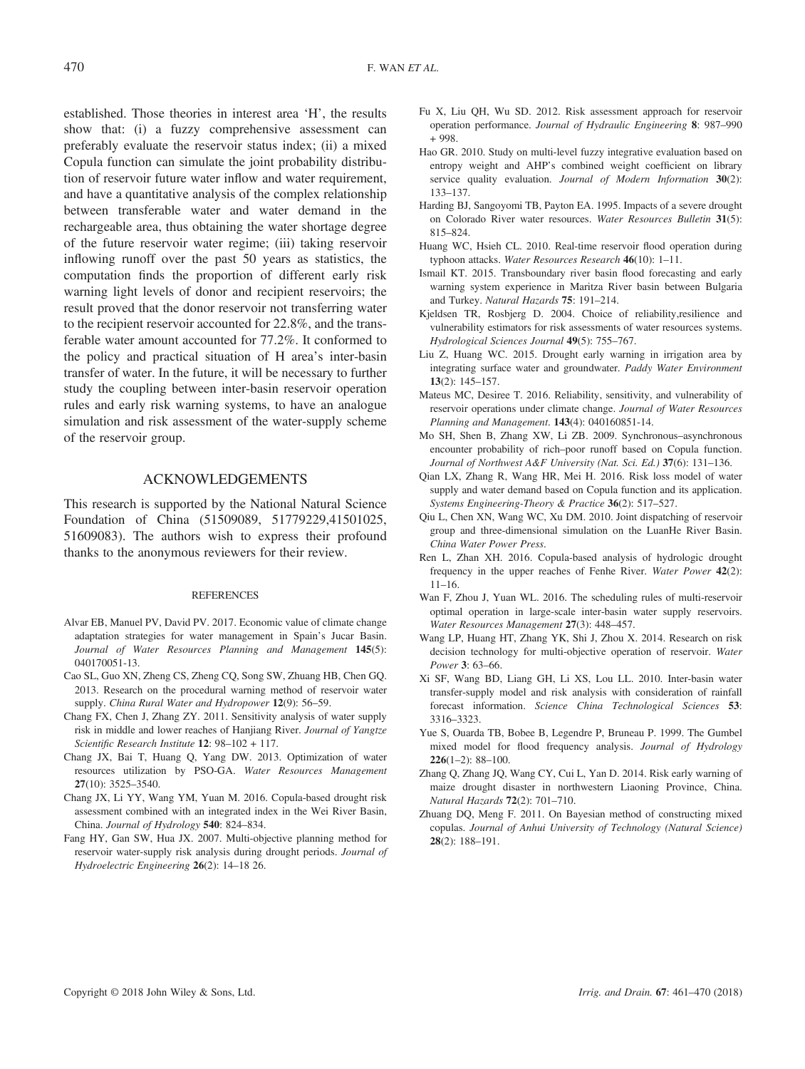established. Those theories in interest area 'H', the results show that: (i) a fuzzy comprehensive assessment can preferably evaluate the reservoir status index; (ii) a mixed Copula function can simulate the joint probability distribution of reservoir future water inflow and water requirement, and have a quantitative analysis of the complex relationship between transferable water and water demand in the rechargeable area, thus obtaining the water shortage degree of the future reservoir water regime; (iii) taking reservoir inflowing runoff over the past 50 years as statistics, the computation finds the proportion of different early risk warning light levels of donor and recipient reservoirs; the result proved that the donor reservoir not transferring water to the recipient reservoir accounted for 22.8%, and the transferable water amount accounted for 77.2%. It conformed to the policy and practical situation of H area's inter-basin transfer of water. In the future, it will be necessary to further study the coupling between inter-basin reservoir operation rules and early risk warning systems, to have an analogue simulation and risk assessment of the water-supply scheme of the reservoir group.

## ACKNOWLEDGEMENTS

This research is supported by the National Natural Science Foundation of China (51509089, 51779229,41501025, 51609083). The authors wish to express their profound thanks to the anonymous reviewers for their review.

## REFERENCES

Alvar EB, Manuel PV, David PV. 2017. Economic value of climate change adaptation strategies for water management in Spain's Jucar Basin. *Journal of Water Resources Planning and Management* **145**(5): 040170051-13.

Cao SL, Guo XN, Zheng CS, Zheng CQ, Song SW, Zhuang HB, Chen GQ. 2013. Research on the procedural warning method of reservoir water supply. *China Rural Water and Hydropower* **12**(9): 56–59.

Chang FX, Chen J, Zhang ZY. 2011. Sensitivity analysis of water supply risk in middle and lower reaches of Hanjiang River. *Journal of Yangtze Scientific Research Institute* **12**: 98–102 + 117.

Chang JX, Bai T, Huang Q, Yang DW. 2013. Optimization of water resources utilization by PSO-GA. *Water Resources Management* **27**(10): 3525–3540.

Chang JX, Li YY, Wang YM, Yuan M. 2016. Copula-based drought risk assessment combined with an integrated index in the Wei River Basin, China. *Journal of Hydrology* **540**: 824–834.

Fang HY, Gan SW, Hua JX. 2007. Multi-objective planning method for reservoir water-supply risk analysis during drought periods. *Journal of Hydroelectric Engineering* **26**(2): 14–18 26.

Fu X, Liu QH, Wu SD. 2012. Risk assessment approach for reservoir operation performance. *Journal of Hydraulic Engineering* **8**: 987–990 + 998.

Hao GR. 2010. Study on multi-level fuzzy integrative evaluation based on entropy weight and AHP's combined weight coefficient on library service quality evaluation. *Journal of Modern Information* **30**(2): 133–137.

Harding BJ, Sangoyomi TB, Payton EA. 1995. Impacts of a severe drought on Colorado River water resources. *Water Resources Bulletin* **31**(5): 815–824.

Huang WC, Hsieh CL. 2010. Real-time reservoir flood operation during typhoon attacks. *Water Resources Research* **46**(10): 1–11.

Ismail KT. 2015. Transboundary river basin flood forecasting and early warning system experience in Maritza River basin between Bulgaria and Turkey. *Natural Hazards* **75**: 191–214.

Kjeldsen TR, Rosbjerg D. 2004. Choice of reliability,resilience and vulnerability estimators for risk assessments of water resources systems. *Hydrological Sciences Journal* **49**(5): 755–767.

Liu Z, Huang WC. 2015. Drought early warning in irrigation area by integrating surface water and groundwater. *Paddy Water Environment* **13**(2): 145–157.

Mateus MC, Desiree T. 2016. Reliability, sensitivity, and vulnerability of reservoir operations under climate change. *Journal of Water Resources Planning and Management*. **143**(4): 040160851-14.

Mo SH, Shen B, Zhang XW, Li ZB. 2009. Synchronous–asynchronous encounter probability of rich–poor runoff based on Copula function. *Journal of Northwest A&F University (Nat. Sci. Ed.)* **37**(6): 131–136.

Qian LX, Zhang R, Wang HR, Mei H. 2016. Risk loss model of water supply and water demand based on Copula function and its application. *Systems Engineering-Theory & Practice* **36**(2): 517–527.

Qiu L, Chen XN, Wang WC, Xu DM. 2010. Joint dispatching of reservoir group and three-dimensional simulation on the LuanHe River Basin. *China Water Power Press*.

Ren L, Zhan XH. 2016. Copula-based analysis of hydrologic drought frequency in the upper reaches of Fenhe River. *Water Power* **42**(2): 11–16.

Wan F, Zhou J, Yuan WL. 2016. The scheduling rules of multi-reservoir optimal operation in large-scale inter-basin water supply reservoirs. *Water Resources Management* **27**(3): 448–457.

Wang LP, Huang HT, Zhang YK, Shi J, Zhou X. 2014. Research on risk decision technology for multi-objective operation of reservoir. *Water Power* **3**: 63–66.

Xi SF, Wang BD, Liang GH, Li XS, Lou LL. 2010. Inter-basin water transfer-supply model and risk analysis with consideration of rainfall forecast information. *Science China Technological Sciences* **53**: 3316–3323.

Yue S, Ouarda TB, Bobee B, Legendre P, Bruneau P. 1999. The Gumbel mixed model for flood frequency analysis. *Journal of Hydrology* **226**(1–2): 88–100.

Zhang Q, Zhang JQ, Wang CY, Cui L, Yan D. 2014. Risk early warning of maize drought disaster in northwestern Liaoning Province, China. *Natural Hazards* **72**(2): 701–710.

Zhuang DQ, Meng F. 2011. On Bayesian method of constructing mixed copulas. *Journal of Anhui University of Technology (Natural Science)* **28**(2): 188–191.